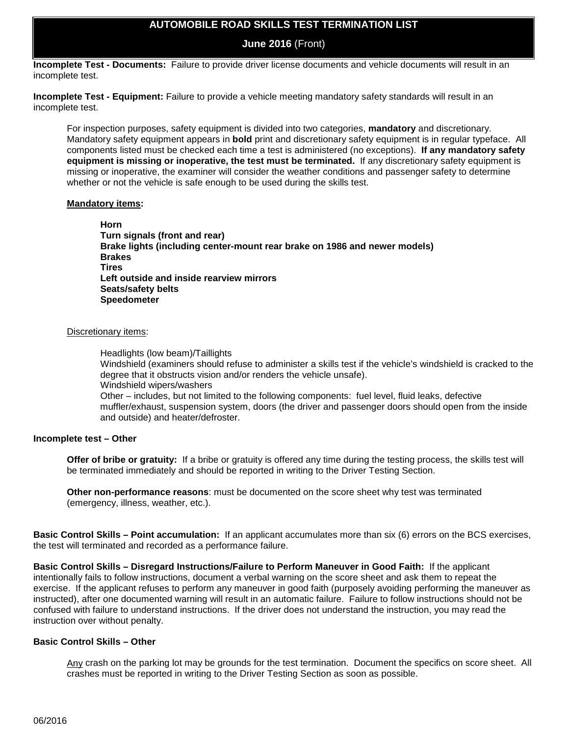# AUTOMOBILE ROAD SKILLS TEST TERMINATION LIST

**June 2016** (Front)

**Incomplete Test - Documents:** Failure to provide driver license documents and vehicle documents will result in an incomplete test.

**Incomplete Test - Equipment:** Failure to provide a vehicle meeting mandatory safety standards will result in an incomplete test.

For inspection purposes, safety equipment is divided into two categories, **mandatory** and discretionary. Mandatory safety equipment appears in **bold** print and discretionary safety equipment is in regular typeface. All components listed must be checked each time a test is administered (no exceptions). **If any mandatory safety equipment is missing or inoperative, the test must be terminated.** If any discretionary safety equipment is missing or inoperative, the examiner will consider the weather conditions and passenger safety to determine whether or not the vehicle is safe enough to be used during the skills test.

**Mandatory items:**

**Horn**
**Turn signals (front and rear)**
**Brake lights (including center-mount rear brake on 1986 and newer models)**
**Brakes**
**Tires**
**Left outside and inside rearview mirrors**
**Seats/safety belts**
**Speedometer**

Discretionary items:

Headlights (low beam)/Taillights
Windshield (examiners should refuse to administer a skills test if the vehicle's windshield is cracked to the degree that it obstructs vision and/or renders the vehicle unsafe).
Windshield wipers/washers
Other – includes, but not limited to the following components: fuel level, fluid leaks, defective muffler/exhaust, suspension system, doors (the driver and passenger doors should open from the inside and outside) and heater/defroster.

**Incomplete test – Other**

**Offer of bribe or gratuity:** If a bribe or gratuity is offered any time during the testing process, the skills test will be terminated immediately and should be reported in writing to the Driver Testing Section.

**Other non-performance reasons**: must be documented on the score sheet why test was terminated (emergency, illness, weather, etc.).

**Basic Control Skills – Point accumulation:** If an applicant accumulates more than six (6) errors on the BCS exercises, the test will terminated and recorded as a performance failure.

**Basic Control Skills – Disregard Instructions/Failure to Perform Maneuver in Good Faith:** If the applicant intentionally fails to follow instructions, document a verbal warning on the score sheet and ask them to repeat the exercise. If the applicant refuses to perform any maneuver in good faith (purposely avoiding performing the maneuver as instructed), after one documented warning will result in an automatic failure. Failure to follow instructions should not be confused with failure to understand instructions. If the driver does not understand the instruction, you may read the instruction over without penalty.

**Basic Control Skills – Other**

Any crash on the parking lot may be grounds for the test termination. Document the specifics on score sheet. All crashes must be reported in writing to the Driver Testing Section as soon as possible.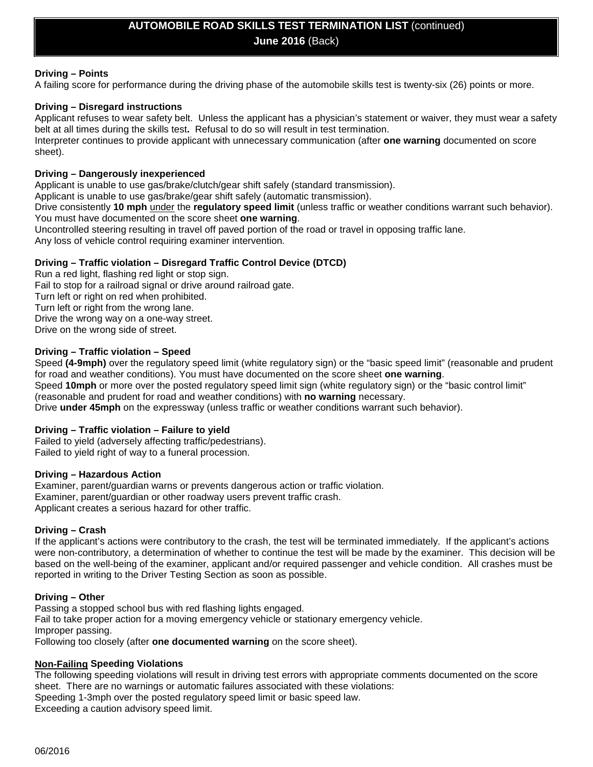# AUTOMOBILE ROAD SKILLS TEST TERMINATION LIST (continued)
## June 2016 (Back)

**Driving – Points**

A failing score for performance during the driving phase of the automobile skills test is twenty-six (26) points or more.

**Driving – Disregard instructions**

Applicant refuses to wear safety belt. Unless the applicant has a physician's statement or waiver, they must wear a safety belt at all times during the skills test**.** Refusal to do so will result in test termination.

Interpreter continues to provide applicant with unnecessary communication (after **one warning** documented on score sheet).

**Driving – Dangerously inexperienced**

Applicant is unable to use gas/brake/clutch/gear shift safely (standard transmission).

Applicant is unable to use gas/brake/gear shift safely (automatic transmission).

Drive consistently **10 mph** <u>under</u> the **regulatory speed limit** (unless traffic or weather conditions warrant such behavior). You must have documented on the score sheet **one warning**.

Uncontrolled steering resulting in travel off paved portion of the road or travel in opposing traffic lane.

Any loss of vehicle control requiring examiner intervention.

**Driving – Traffic violation – Disregard Traffic Control Device (DTCD)**

Run a red light, flashing red light or stop sign.

Fail to stop for a railroad signal or drive around railroad gate.

Turn left or right on red when prohibited.

Turn left or right from the wrong lane.

Drive the wrong way on a one-way street.

Drive on the wrong side of street.

**Driving – Traffic violation – Speed**

Speed **(4-9mph)** over the regulatory speed limit (white regulatory sign) or the "basic speed limit" (reasonable and prudent for road and weather conditions). You must have documented on the score sheet **one warning**.

Speed **10mph** or more over the posted regulatory speed limit sign (white regulatory sign) or the "basic control limit" (reasonable and prudent for road and weather conditions) with **no warning** necessary.

Drive **under 45mph** on the expressway (unless traffic or weather conditions warrant such behavior).

**Driving – Traffic violation – Failure to yield**

Failed to yield (adversely affecting traffic/pedestrians).

Failed to yield right of way to a funeral procession.

**Driving – Hazardous Action**

Examiner, parent/guardian warns or prevents dangerous action or traffic violation.

Examiner, parent/guardian or other roadway users prevent traffic crash.

Applicant creates a serious hazard for other traffic.

**Driving – Crash**

If the applicant's actions were contributory to the crash, the test will be terminated immediately. If the applicant's actions were non-contributory, a determination of whether to continue the test will be made by the examiner. This decision will be based on the well-being of the examiner, applicant and/or required passenger and vehicle condition. All crashes must be reported in writing to the Driver Testing Section as soon as possible.

**Driving – Other**

Passing a stopped school bus with red flashing lights engaged.

Fail to take proper action for a moving emergency vehicle or stationary emergency vehicle.

Improper passing.

Following too closely (after **one documented warning** on the score sheet).

**<u>Non-Failing</u> Speeding Violations**

The following speeding violations will result in driving test errors with appropriate comments documented on the score sheet. There are no warnings or automatic failures associated with these violations:

Speeding 1-3mph over the posted regulatory speed limit or basic speed law.

Exceeding a caution advisory speed limit.